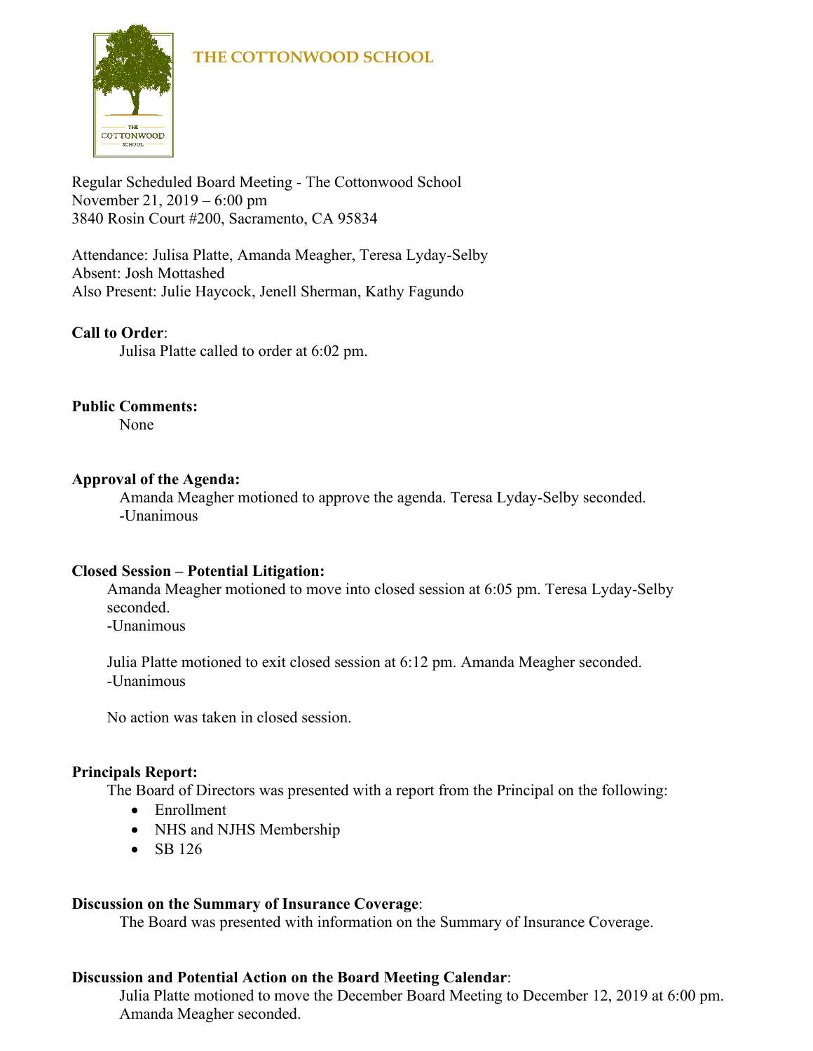**THE COTTONWOOD SCHOOL**

Regular Scheduled Board Meeting - The Cottonwood School
November 21, 2019 – 6:00 pm
3840 Rosin Court #200, Sacramento, CA 95834

Attendance: Julisa Platte, Amanda Meagher, Teresa Lyday-Selby
Absent: Josh Mottashed
Also Present: Julie Haycock, Jenell Sherman, Kathy Fagundo

**Call to Order**:

Julisa Platte called to order at 6:02 pm.

**Public Comments:**

None

**Approval of the Agenda:**

Amanda Meagher motioned to approve the agenda. Teresa Lyday-Selby seconded.
-Unanimous

**Closed Session – Potential Litigation:**

Amanda Meagher motioned to move into closed session at 6:05 pm. Teresa Lyday-Selby seconded.
-Unanimous

Julia Platte motioned to exit closed session at 6:12 pm. Amanda Meagher seconded.
-Unanimous

No action was taken in closed session.

**Principals Report:**

The Board of Directors was presented with a report from the Principal on the following:

- Enrollment
- NHS and NJHS Membership
- SB 126

**Discussion on the Summary of Insurance Coverage**:

The Board was presented with information on the Summary of Insurance Coverage.

**Discussion and Potential Action on the Board Meeting Calendar**:

Julia Platte motioned to move the December Board Meeting to December 12, 2019 at 6:00 pm. Amanda Meagher seconded.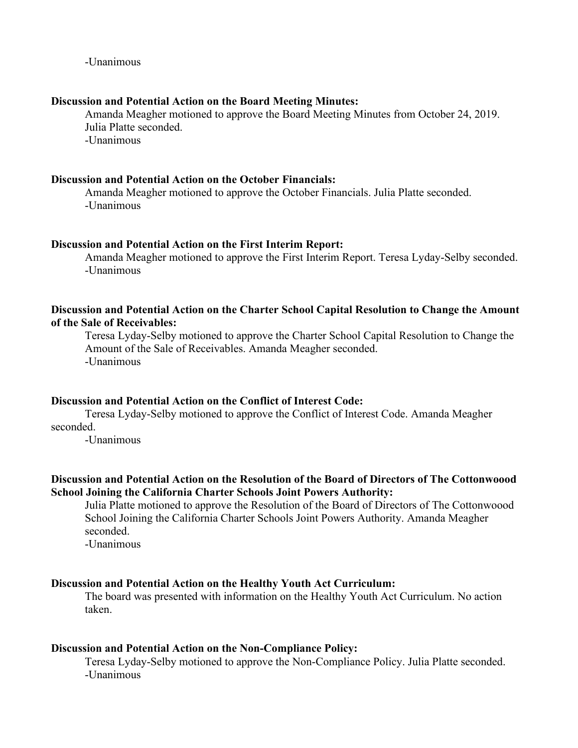-Unanimous

**Discussion and Potential Action on the Board Meeting Minutes:**

Amanda Meagher motioned to approve the Board Meeting Minutes from October 24, 2019. Julia Platte seconded.

-Unanimous

**Discussion and Potential Action on the October Financials:**

Amanda Meagher motioned to approve the October Financials. Julia Platte seconded.

-Unanimous

**Discussion and Potential Action on the First Interim Report:**

Amanda Meagher motioned to approve the First Interim Report. Teresa Lyday-Selby seconded.

-Unanimous

**Discussion and Potential Action on the Charter School Capital Resolution to Change the Amount of the Sale of Receivables:**

Teresa Lyday-Selby motioned to approve the Charter School Capital Resolution to Change the Amount of the Sale of Receivables. Amanda Meagher seconded.

-Unanimous

**Discussion and Potential Action on the Conflict of Interest Code:**

Teresa Lyday-Selby motioned to approve the Conflict of Interest Code. Amanda Meagher seconded.

-Unanimous

**Discussion and Potential Action on the Resolution of the Board of Directors of The Cottonwoood School Joining the California Charter Schools Joint Powers Authority:**

Julia Platte motioned to approve the Resolution of the Board of Directors of The Cottonwoood School Joining the California Charter Schools Joint Powers Authority. Amanda Meagher seconded.

-Unanimous

**Discussion and Potential Action on the Healthy Youth Act Curriculum:**

The board was presented with information on the Healthy Youth Act Curriculum. No action taken.

**Discussion and Potential Action on the Non-Compliance Policy:**

Teresa Lyday-Selby motioned to approve the Non-Compliance Policy. Julia Platte seconded.

-Unanimous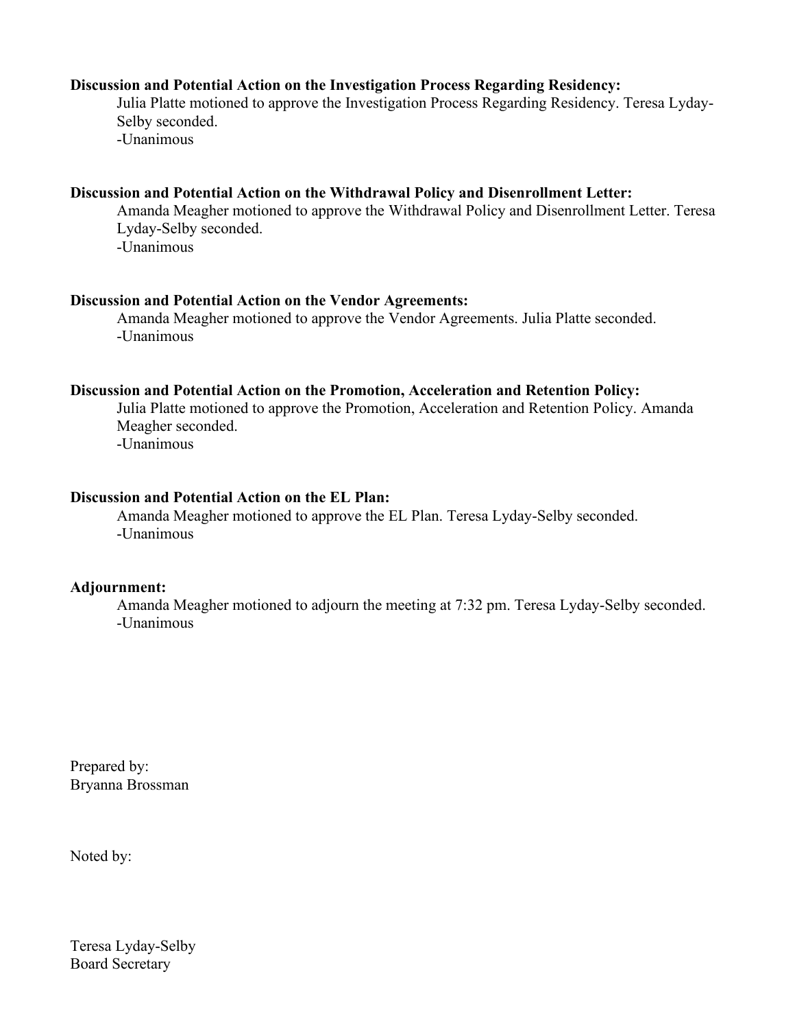**Discussion and Potential Action on the Investigation Process Regarding Residency:**

Julia Platte motioned to approve the Investigation Process Regarding Residency. Teresa Lyday-Selby seconded.
-Unanimous

**Discussion and Potential Action on the Withdrawal Policy and Disenrollment Letter:**

Amanda Meagher motioned to approve the Withdrawal Policy and Disenrollment Letter. Teresa Lyday-Selby seconded.
-Unanimous

**Discussion and Potential Action on the Vendor Agreements:**

Amanda Meagher motioned to approve the Vendor Agreements. Julia Platte seconded.
-Unanimous

**Discussion and Potential Action on the Promotion, Acceleration and Retention Policy:**

Julia Platte motioned to approve the Promotion, Acceleration and Retention Policy. Amanda Meagher seconded.
-Unanimous

**Discussion and Potential Action on the EL Plan:**

Amanda Meagher motioned to approve the EL Plan. Teresa Lyday-Selby seconded.
-Unanimous

**Adjournment:**

Amanda Meagher motioned to adjourn the meeting at 7:32 pm. Teresa Lyday-Selby seconded.
-Unanimous

Prepared by:
Bryanna Brossman

Noted by:

Teresa Lyday-Selby
Board Secretary